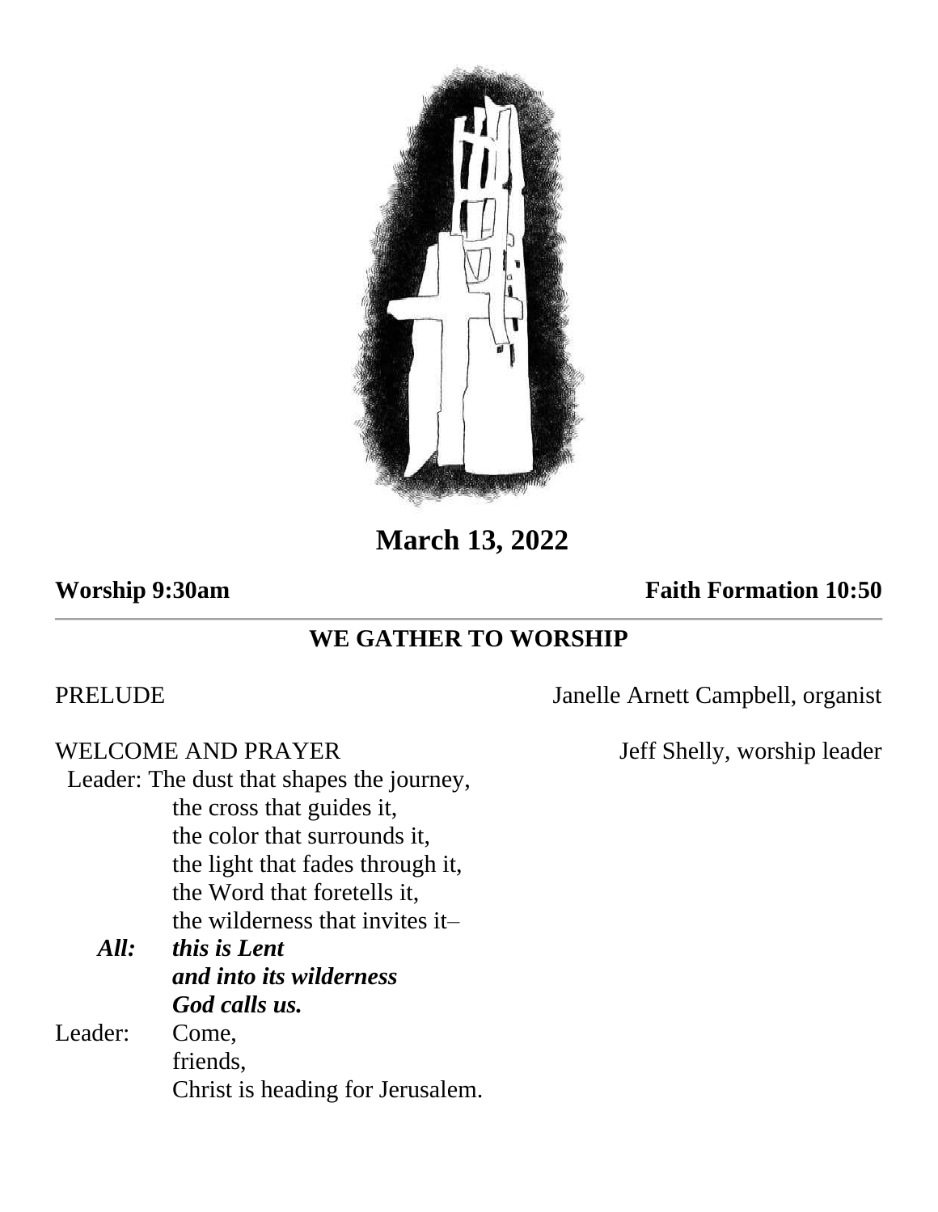**March 13, 2022**

**Worship 9:30am** **Faith Formation 10:50**

---

## WE GATHER TO WORSHIP

PRELUDE Janelle Arnett Campbell, organist

WELCOME AND PRAYER Jeff Shelly, worship leader

Leader: The dust that shapes the journey,
the cross that guides it,
the color that surrounds it,
the light that fades through it,
the Word that foretells it,
the wilderness that invites it–

***All:*** ***this is Lent***
***and into its wilderness***
***God calls us.***

Leader: Come,
friends,
Christ is heading for Jerusalem.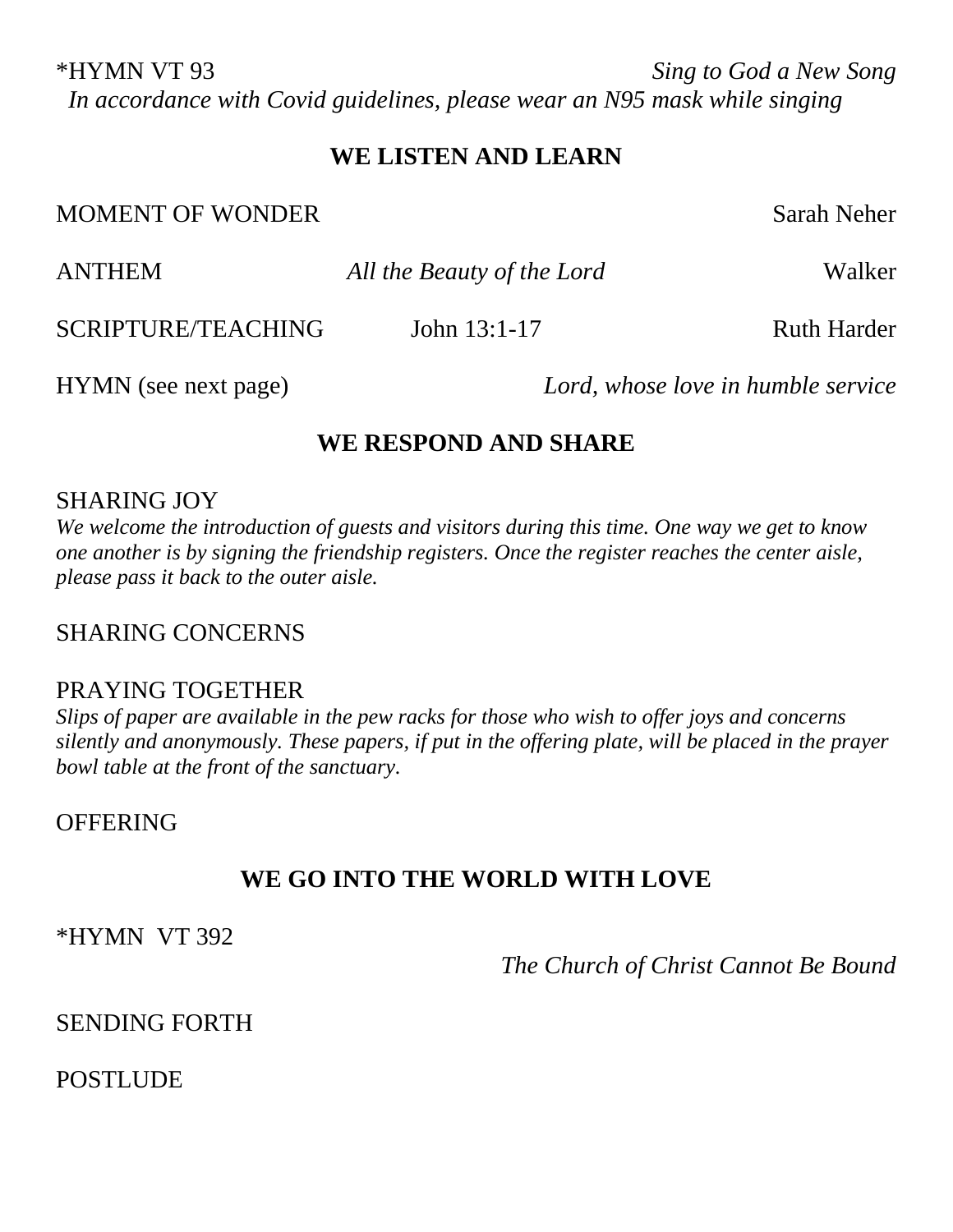*HYMN VT 93 *Sing to God a New Song*

*In accordance with Covid guidelines, please wear an N95 mask while singing*

## WE LISTEN AND LEARN

MOMENT OF WONDER Sarah Neher

ANTHEM *All the Beauty of the Lord* Walker

SCRIPTURE/TEACHING John 13:1-17 Ruth Harder

HYMN (see next page) *Lord, whose love in humble service*

## WE RESPOND AND SHARE

SHARING JOY

*We welcome the introduction of guests and visitors during this time. One way we get to know one another is by signing the friendship registers. Once the register reaches the center aisle, please pass it back to the outer aisle.*

SHARING CONCERNS

PRAYING TOGETHER

*Slips of paper are available in the pew racks for those who wish to offer joys and concerns silently and anonymously. These papers, if put in the offering plate, will be placed in the prayer bowl table at the front of the sanctuary.*

OFFERING

## WE GO INTO THE WORLD WITH LOVE

*HYMN VT 392

*The Church of Christ Cannot Be Bound*

SENDING FORTH

POSTLUDE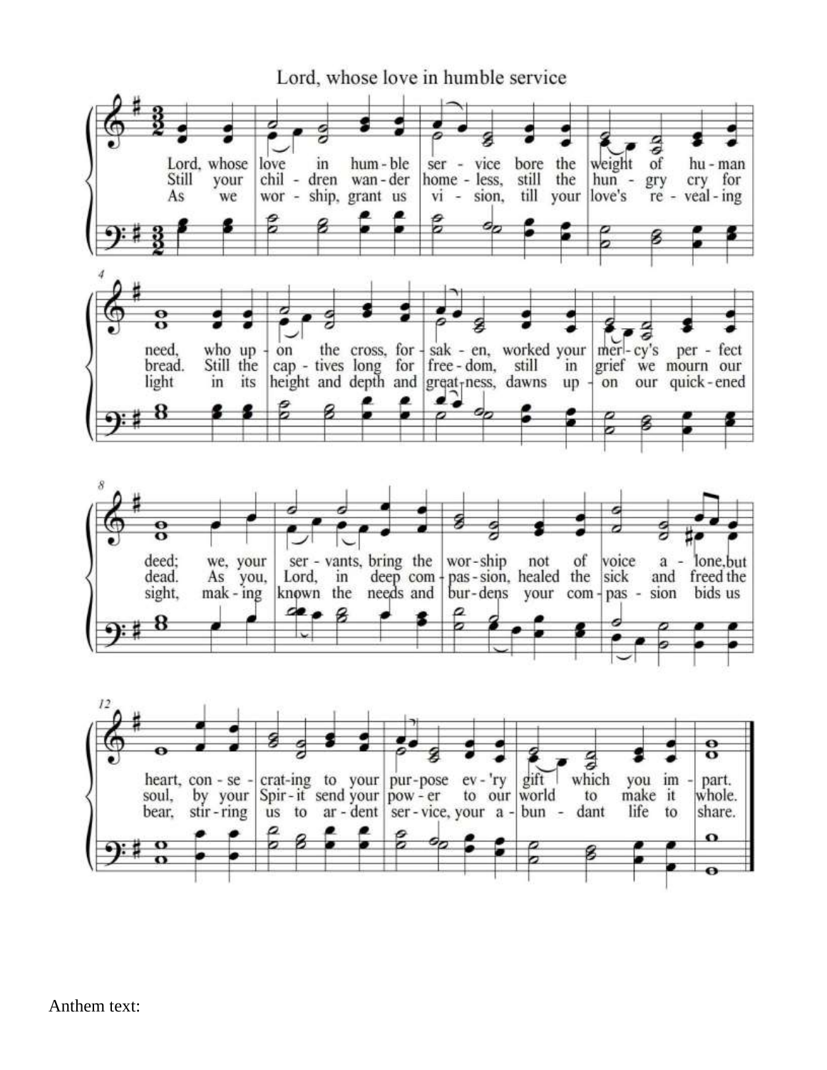# Lord, whose love in humble service

1. Lord, whose love in humble service bore the weight of human need, who upon the cross, forsaken, worked your mercy's perfect deed; we, your servants, bring the worship not of voice alone, but heart, consecrating to your purpose every gift which you impart.

2. Still your children wander homeless, still the hungry cry for bread. Still the captives long for freedom, still in grief we mourn our dead. As you, Lord, in deep compassion, healed the sick and freed the soul, by your Spirit send your power to our world to make it whole.

3. As we worship, grant us vision, till your love's revealing light in its height and depth and greatness, dawns upon our quickened sight, making known the needs and burdens your compassion bids us bear, stirring us to ardent service, your abundant life to share.

Anthem text: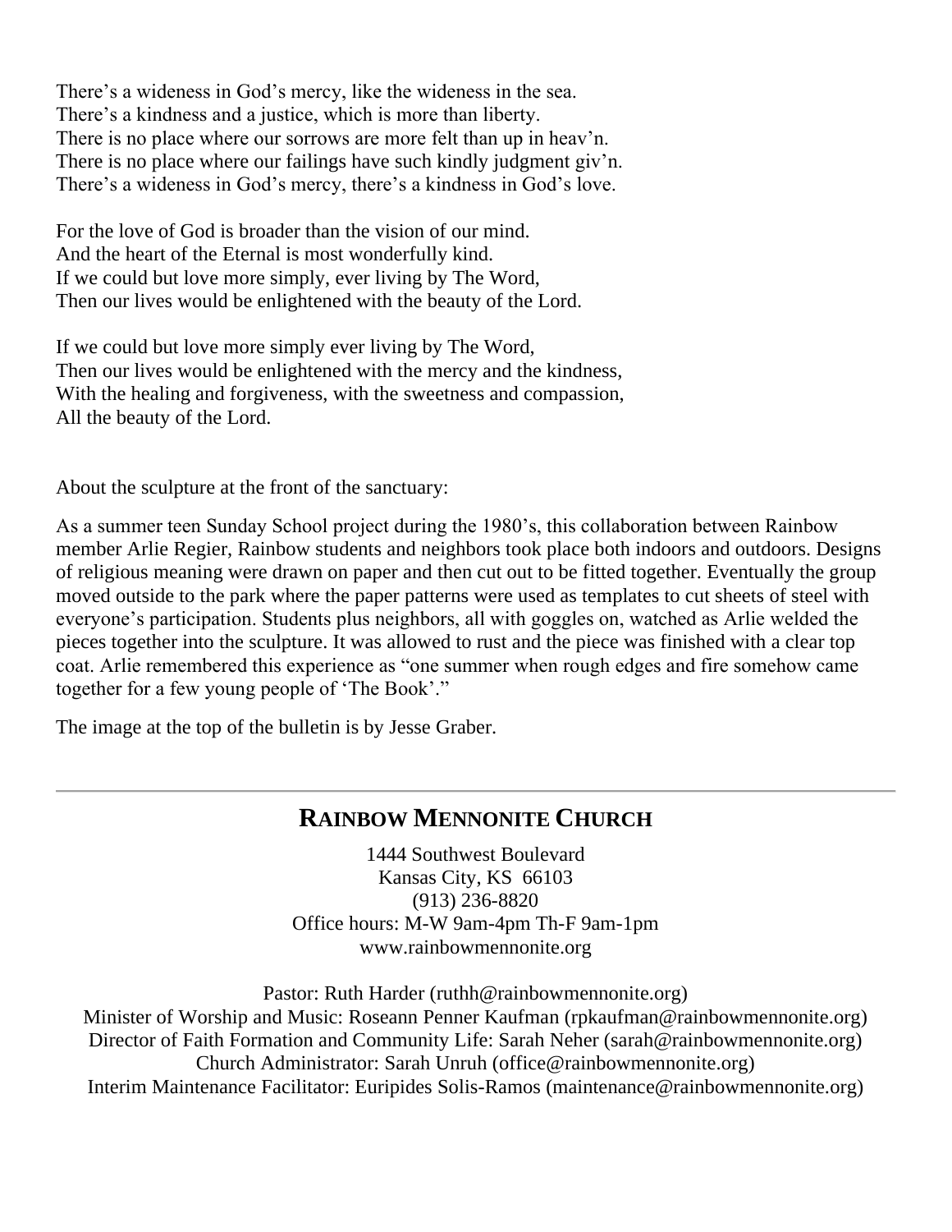There’s a wideness in God’s mercy, like the wideness in the sea.
There’s a kindness and a justice, which is more than liberty.
There is no place where our sorrows are more felt than up in heav’n.
There is no place where our failings have such kindly judgment giv’n.
There’s a wideness in God’s mercy, there’s a kindness in God’s love.

For the love of God is broader than the vision of our mind.
And the heart of the Eternal is most wonderfully kind.
If we could but love more simply, ever living by The Word,
Then our lives would be enlightened with the beauty of the Lord.

If we could but love more simply ever living by The Word,
Then our lives would be enlightened with the mercy and the kindness,
With the healing and forgiveness, with the sweetness and compassion,
All the beauty of the Lord.

About the sculpture at the front of the sanctuary:

As a summer teen Sunday School project during the 1980’s, this collaboration between Rainbow member Arlie Regier, Rainbow students and neighbors took place both indoors and outdoors. Designs of religious meaning were drawn on paper and then cut out to be fitted together. Eventually the group moved outside to the park where the paper patterns were used as templates to cut sheets of steel with everyone’s participation. Students plus neighbors, all with goggles on, watched as Arlie welded the pieces together into the sculpture. It was allowed to rust and the piece was finished with a clear top coat. Arlie remembered this experience as “one summer when rough edges and fire somehow came together for a few young people of ‘The Book’.”

The image at the top of the bulletin is by Jesse Graber.

---

## RAINBOW MENNONITE CHURCH

1444 Southwest Boulevard
Kansas City, KS 66103
(913) 236-8820
Office hours: M-W 9am-4pm Th-F 9am-1pm
www.rainbowmennonite.org

Pastor: Ruth Harder (ruthh@rainbowmennonite.org)
Minister of Worship and Music: Roseann Penner Kaufman (rpkaufman@rainbowmennonite.org)
Director of Faith Formation and Community Life: Sarah Neher (sarah@rainbowmennonite.org)
Church Administrator: Sarah Unruh (office@rainbowmennonite.org)
Interim Maintenance Facilitator: Euripides Solis-Ramos (maintenance@rainbowmennonite.org)